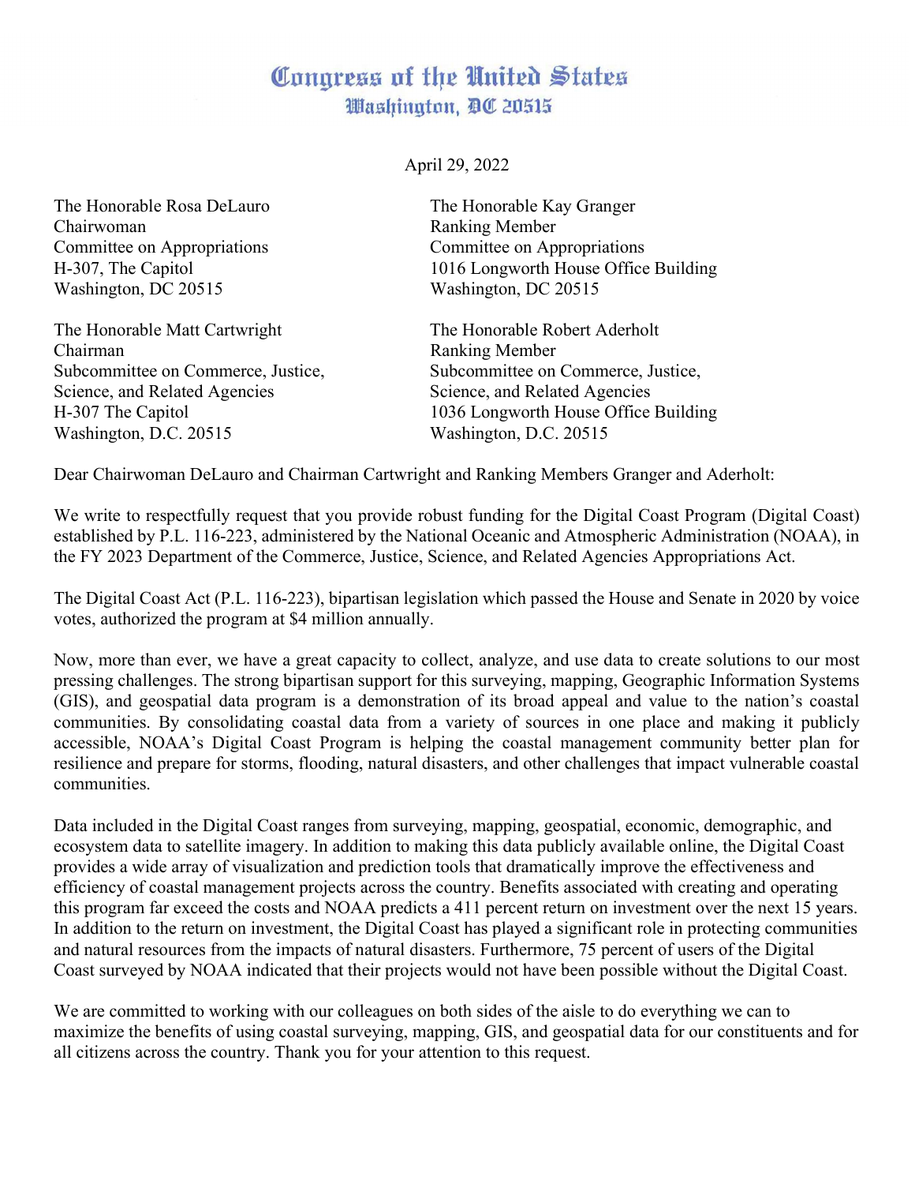# Congress of the United States
## Washington, DC 20515

April 29, 2022

The Honorable Rosa DeLauro
Chairwoman
Committee on Appropriations
H-307, The Capitol
Washington, DC 20515

The Honorable Kay Granger
Ranking Member
Committee on Appropriations
1016 Longworth House Office Building
Washington, DC 20515

The Honorable Matt Cartwright
Chairman
Subcommittee on Commerce, Justice, Science, and Related Agencies
H-307 The Capitol
Washington, D.C. 20515

The Honorable Robert Aderholt
Ranking Member
Subcommittee on Commerce, Justice, Science, and Related Agencies
1036 Longworth House Office Building
Washington, D.C. 20515

Dear Chairwoman DeLauro and Chairman Cartwright and Ranking Members Granger and Aderholt:

We write to respectfully request that you provide robust funding for the Digital Coast Program (Digital Coast) established by P.L. 116-223, administered by the National Oceanic and Atmospheric Administration (NOAA), in the FY 2023 Department of the Commerce, Justice, Science, and Related Agencies Appropriations Act.

The Digital Coast Act (P.L. 116-223), bipartisan legislation which passed the House and Senate in 2020 by voice votes, authorized the program at $4 million annually.

Now, more than ever, we have a great capacity to collect, analyze, and use data to create solutions to our most pressing challenges. The strong bipartisan support for this surveying, mapping, Geographic Information Systems (GIS), and geospatial data program is a demonstration of its broad appeal and value to the nation's coastal communities. By consolidating coastal data from a variety of sources in one place and making it publicly accessible, NOAA's Digital Coast Program is helping the coastal management community better plan for resilience and prepare for storms, flooding, natural disasters, and other challenges that impact vulnerable coastal communities.

Data included in the Digital Coast ranges from surveying, mapping, geospatial, economic, demographic, and ecosystem data to satellite imagery. In addition to making this data publicly available online, the Digital Coast provides a wide array of visualization and prediction tools that dramatically improve the effectiveness and efficiency of coastal management projects across the country. Benefits associated with creating and operating this program far exceed the costs and NOAA predicts a 411 percent return on investment over the next 15 years. In addition to the return on investment, the Digital Coast has played a significant role in protecting communities and natural resources from the impacts of natural disasters. Furthermore, 75 percent of users of the Digital Coast surveyed by NOAA indicated that their projects would not have been possible without the Digital Coast.

We are committed to working with our colleagues on both sides of the aisle to do everything we can to maximize the benefits of using coastal surveying, mapping, GIS, and geospatial data for our constituents and for all citizens across the country. Thank you for your attention to this request.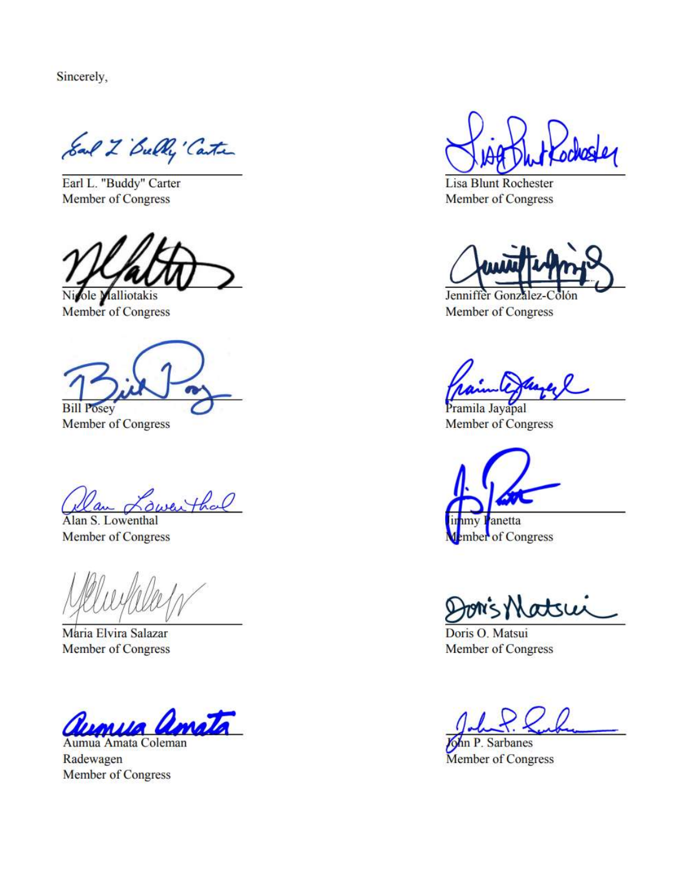Sincerely,

Earl L. "Buddy" Carter
Member of Congress

Lisa Blunt Rochester
Member of Congress

Nicole Malliotakis
Member of Congress

Jenniffer González-Colón
Member of Congress

Bill Posey
Member of Congress

Pramila Jayapal
Member of Congress

Alan S. Lowenthal
Member of Congress

Jimmy Panetta
Member of Congress

María Elvira Salazar
Member of Congress

Doris O. Matsui
Member of Congress

Aumua Amata Coleman Radewagen
Member of Congress

John P. Sarbanes
Member of Congress